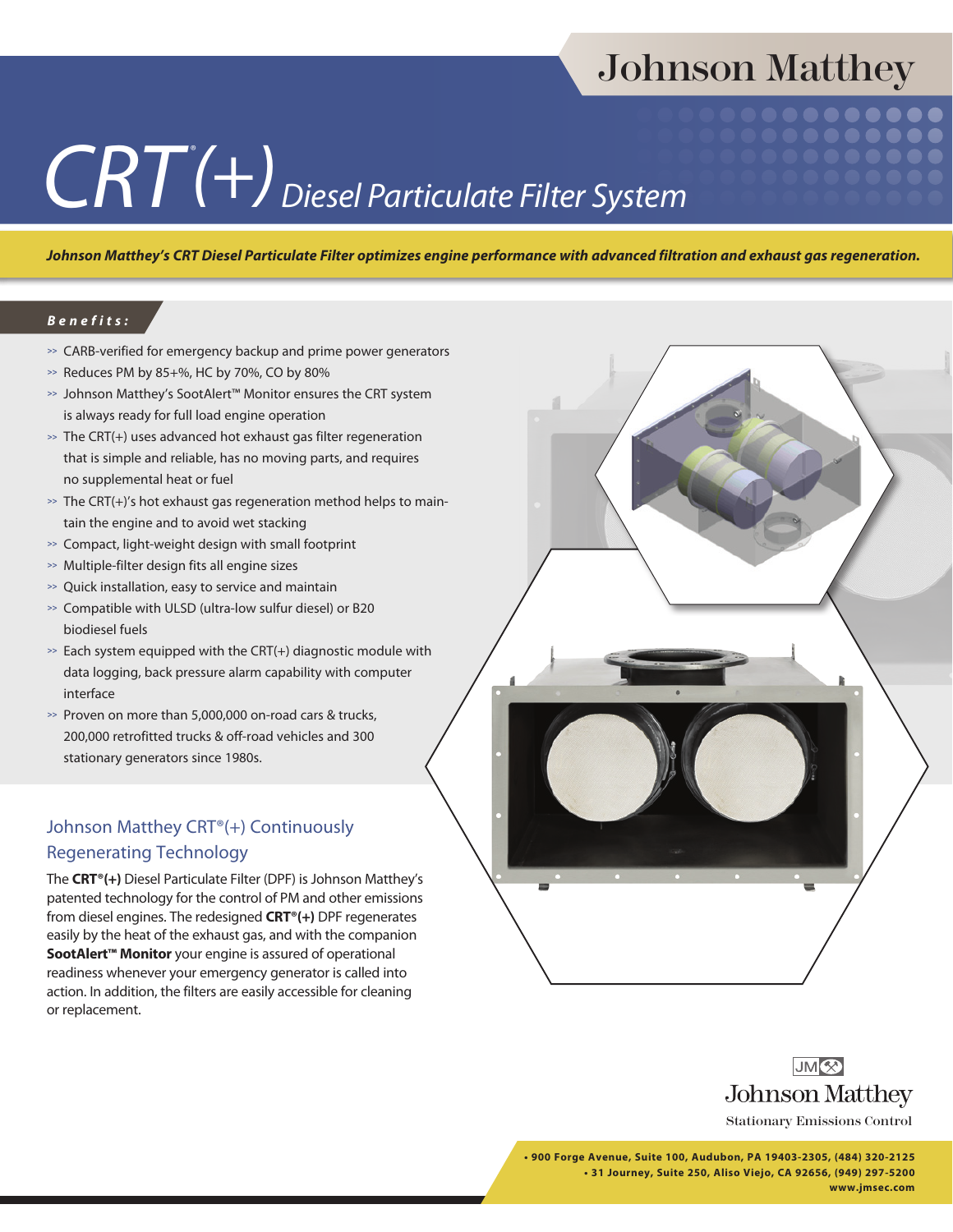Johnson Matthey

# CRT®(+) Diesel Particulate Filter System

***Johnson Matthey's CRT Diesel Particulate Filter optimizes engine performance with advanced filtration and exhaust gas regeneration.***

## *Benefits:*

- CARB-verified for emergency backup and prime power generators
- Reduces PM by 85+%, HC by 70%, CO by 80%
- Johnson Matthey's SootAlert™ Monitor ensures the CRT system is always ready for full load engine operation
- The CRT(+) uses advanced hot exhaust gas filter regeneration that is simple and reliable, has no moving parts, and requires no supplemental heat or fuel
- The CRT(+)'s hot exhaust gas regeneration method helps to maintain the engine and to avoid wet stacking
- Compact, light-weight design with small footprint
- Multiple-filter design fits all engine sizes
- Quick installation, easy to service and maintain
- Compatible with ULSD (ultra-low sulfur diesel) or B20 biodiesel fuels
- Each system equipped with the CRT(+) diagnostic module with data logging, back pressure alarm capability with computer interface
- Proven on more than 5,000,000 on-road cars & trucks, 200,000 retrofitted trucks & off-road vehicles and 300 stationary generators since 1980s.

## Johnson Matthey CRT®(+) Continuously Regenerating Technology

The **CRT®(+)** Diesel Particulate Filter (DPF) is Johnson Matthey's patented technology for the control of PM and other emissions from diesel engines. The redesigned **CRT®(+)** DPF regenerates easily by the heat of the exhaust gas, and with the companion **SootAlert™ Monitor** your engine is assured of operational readiness whenever your emergency generator is called into action. In addition, the filters are easily accessible for cleaning or replacement.

JM
Johnson Matthey
Stationary Emissions Control

• 900 Forge Avenue, Suite 100, Audubon, PA 19403-2305, (484) 320-2125
• 31 Journey, Suite 250, Aliso Viejo, CA 92656, (949) 297-5200
www.jmsec.com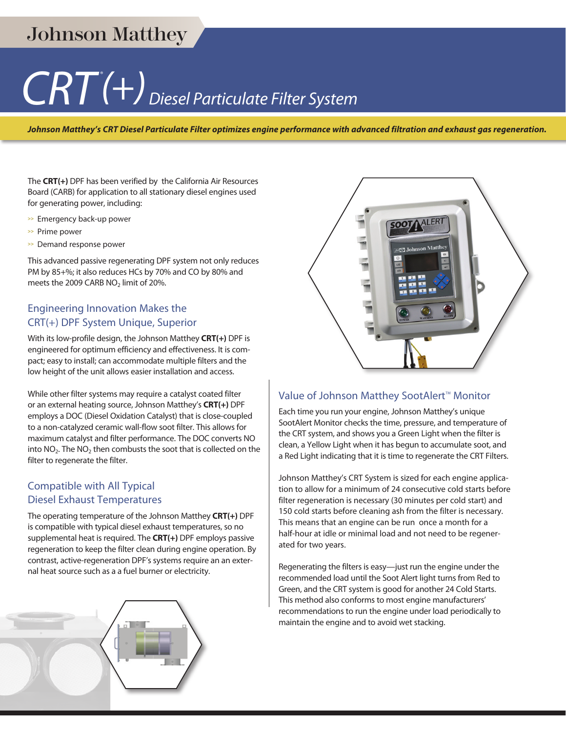Johnson Matthey

# CRT® (+) Diesel Particulate Filter System

***Johnson Matthey's CRT Diesel Particulate Filter optimizes engine performance with advanced filtration and exhaust gas regeneration.***

The **CRT(+)** DPF has been verified by the California Air Resources Board (CARB) for application to all stationary diesel engines used for generating power, including:

- Emergency back-up power
- Prime power
- Demand response power

This advanced passive regenerating DPF system not only reduces PM by 85+%; it also reduces HCs by 70% and CO by 80% and meets the 2009 CARB $NO_2$ limit of 20%.

## Engineering Innovation Makes the CRT(+) DPF System Unique, Superior

With its low-profile design, the Johnson Matthey **CRT(+)** DPF is engineered for optimum efficiency and effectiveness. It is compact; easy to install; can accommodate multiple filters and the low height of the unit allows easier installation and access.

While other filter systems may require a catalyst coated filter or an external heating source, Johnson Matthey's **CRT(+)** DPF employs a DOC (Diesel Oxidation Catalyst) that is close-coupled to a non-catalyzed ceramic wall-flow soot filter. This allows for maximum catalyst and filter performance. The DOC converts NO into $NO_2$. The $NO_2$ then combusts the soot that is collected on the filter to regenerate the filter.

## Compatible with All Typical Diesel Exhaust Temperatures

The operating temperature of the Johnson Matthey **CRT(+)** DPF is compatible with typical diesel exhaust temperatures, so no supplemental heat is required. The **CRT(+)** DPF employs passive regeneration to keep the filter clean during engine operation. By contrast, active-regeneration DPF's systems require an an external heat source such as a a fuel burner or electricity.

## Value of Johnson Matthey SootAlert™ Monitor

Each time you run your engine, Johnson Matthey's unique SootAlert Monitor checks the time, pressure, and temperature of the CRT system, and shows you a Green Light when the filter is clean, a Yellow Light when it has begun to accumulate soot, and a Red Light indicating that it is time to regenerate the CRT Filters.

Johnson Matthey's CRT System is sized for each engine application to allow for a minimum of 24 consecutive cold starts before filter regeneration is necessary (30 minutes per cold start) and 150 cold starts before cleaning ash from the filter is necessary. This means that an engine can be run once a month for a half-hour at idle or minimal load and not need to be regenerated for two years.

Regenerating the filters is easy—just run the engine under the recommended load until the Soot Alert light turns from Red to Green, and the CRT system is good for another 24 Cold Starts. This method also conforms to most engine manufacturers' recommendations to run the engine under load periodically to maintain the engine and to avoid wet stacking.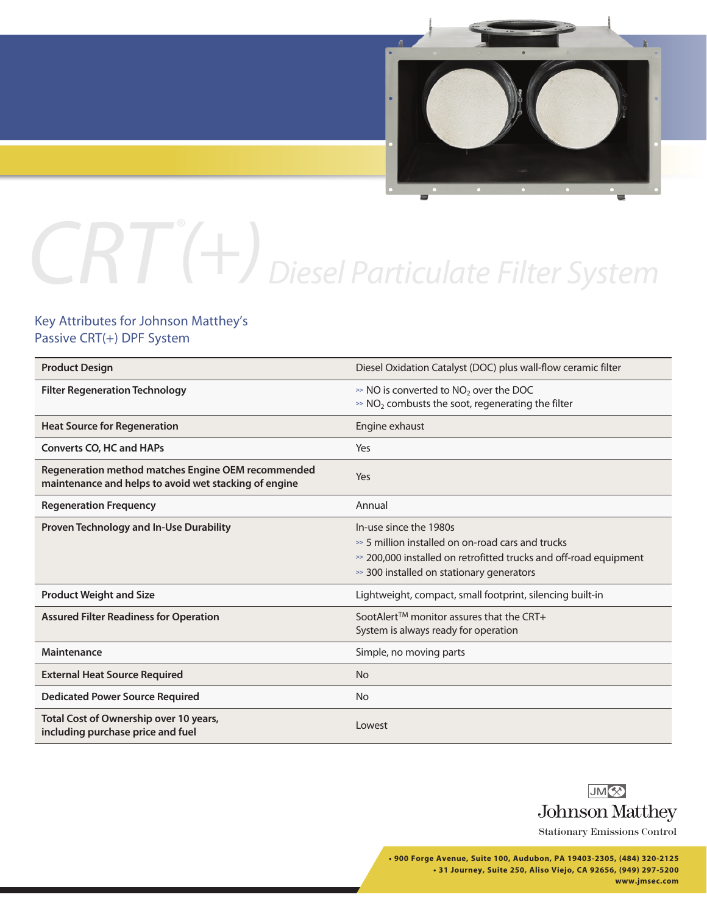# CRT®(+) Diesel Particulate Filter System

## Key Attributes for Johnson Matthey's Passive CRT(+) DPF System

| Product Design | Diesel Oxidation Catalyst (DOC) plus wall-flow ceramic filter |
|---|---|
| **Filter Regeneration Technology** | » NO is converted to $NO_2$ over the DOC<br>» $NO_2$ combusts the soot, regenerating the filter |
| **Heat Source for Regeneration** | Engine exhaust |
| **Converts CO, HC and HAPs** | Yes |
| **Regeneration method matches Engine OEM recommended maintenance and helps to avoid wet stacking of engine** | Yes |
| **Regeneration Frequency** | Annual |
| **Proven Technology and In-Use Durability** | In-use since the 1980s<br>» 5 million installed on on-road cars and trucks<br>» 200,000 installed on retrofitted trucks and off-road equipment<br>» 300 installed on stationary generators |
| **Product Weight and Size** | Lightweight, compact, small footprint, silencing built-in |
| **Assured Filter Readiness for Operation** | SootAlert™ monitor assures that the CRT+ System is always ready for operation |
| **Maintenance** | Simple, no moving parts |
| **External Heat Source Required** | No |
| **Dedicated Power Source Required** | No |
| **Total Cost of Ownership over 10 years, including purchase price and fuel** | Lowest |

JM
Johnson Matthey
Stationary Emissions Control

• 900 Forge Avenue, Suite 100, Audubon, PA 19403-2305, (484) 320-2125
• 31 Journey, Suite 250, Aliso Viejo, CA 92656, (949) 297-5200
www.jmsec.com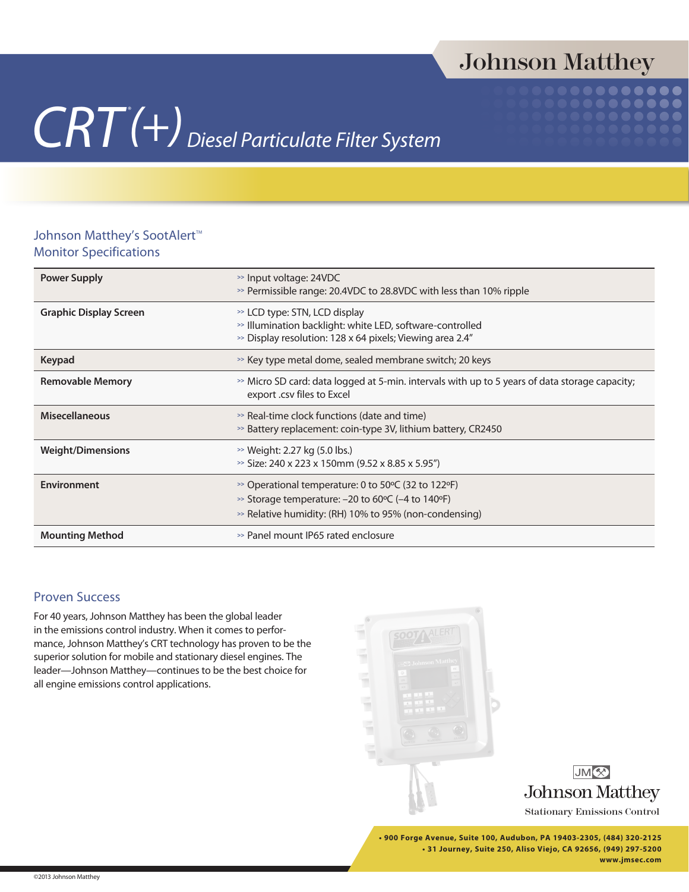Johnson Matthey

# CRT®(+) Diesel Particulate Filter System

## Johnson Matthey's SootAlert™ Monitor Specifications

| | |
|---|---|
| **Power Supply** | >> Input voltage: 24VDC<br>>> Permissible range: 20.4VDC to 28.8VDC with less than 10% ripple |
| **Graphic Display Screen** | >> LCD type: STN, LCD display<br>>> Illumination backlight: white LED, software-controlled<br>>> Display resolution: 128 x 64 pixels; Viewing area 2.4" |
| **Keypad** | >> Key type metal dome, sealed membrane switch; 20 keys |
| **Removable Memory** | >> Micro SD card: data logged at 5-min. intervals with up to 5 years of data storage capacity; export .csv files to Excel |
| **Misecellaneous** | >> Real-time clock functions (date and time)<br>>> Battery replacement: coin-type 3V, lithium battery, CR2450 |
| **Weight/Dimensions** | >> Weight: 2.27 kg (5.0 lbs.)<br>>> Size: 240 x 223 x 150mm (9.52 x 8.85 x 5.95") |
| **Environment** | >> Operational temperature: 0 to 50ºC (32 to 122ºF)<br>>> Storage temperature: –20 to 60ºC (–4 to 140ºF)<br>>> Relative humidity: (RH) 10% to 95% (non-condensing) |
| **Mounting Method** | >> Panel mount IP65 rated enclosure |

## Proven Success

For 40 years, Johnson Matthey has been the global leader in the emissions control industry. When it comes to performance, Johnson Matthey's CRT technology has proven to be the superior solution for mobile and stationary diesel engines. The leader—Johnson Matthey—continues to be the best choice for all engine emissions control applications.

JM Johnson Matthey
Stationary Emissions Control

• 900 Forge Avenue, Suite 100, Audubon, PA 19403-2305, (484) 320-2125
• 31 Journey, Suite 250, Aliso Viejo, CA 92656, (949) 297-5200
www.jmsec.com

©2013 Johnson Matthey